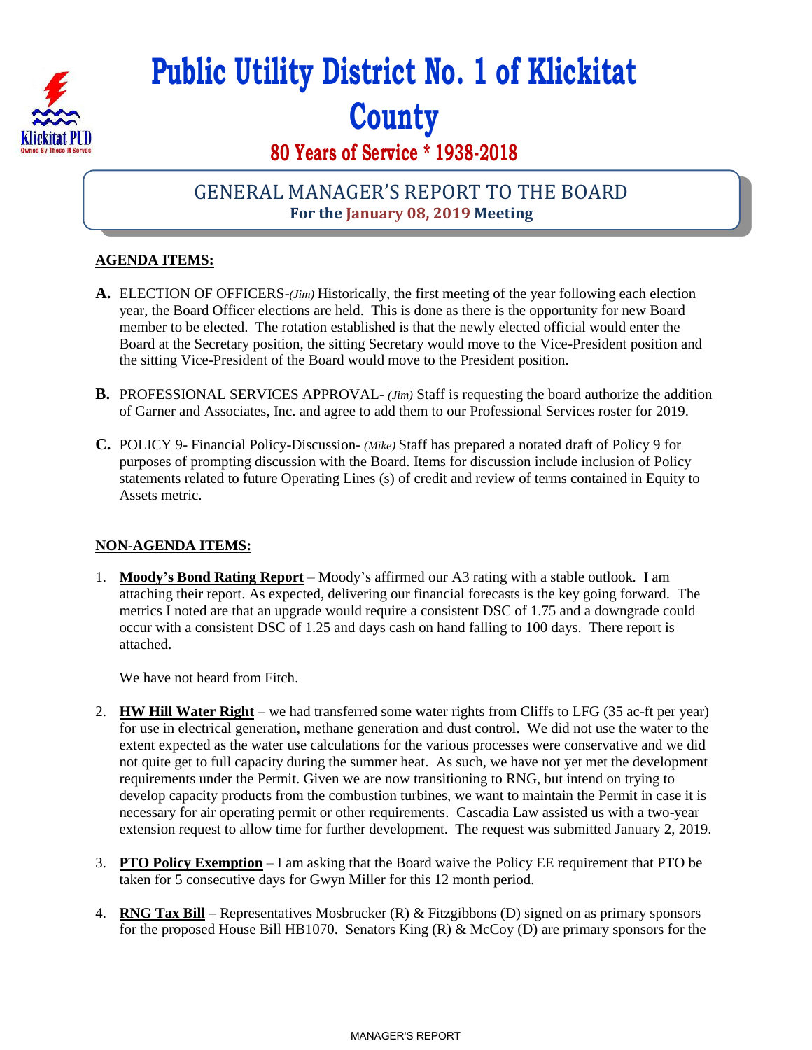# Public Utility District No. 1 of Klickitat County

## 80 Years of Service * 1938-2018

## GENERAL MANAGER'S REPORT TO THE BOARD

**For the January 08, 2019 Meeting**

**AGENDA ITEMS:**

**A.** ELECTION OF OFFICERS-*(Jim)* Historically, the first meeting of the year following each election year, the Board Officer elections are held. This is done as there is the opportunity for new Board member to be elected. The rotation established is that the newly elected official would enter the Board at the Secretary position, the sitting Secretary would move to the Vice-President position and the sitting Vice-President of the Board would move to the President position.

**B.** PROFESSIONAL SERVICES APPROVAL- *(Jim)* Staff is requesting the board authorize the addition of Garner and Associates, Inc. and agree to add them to our Professional Services roster for 2019.

**C.** POLICY 9- Financial Policy-Discussion- *(Mike)* Staff has prepared a notated draft of Policy 9 for purposes of prompting discussion with the Board. Items for discussion include inclusion of Policy statements related to future Operating Lines (s) of credit and review of terms contained in Equity to Assets metric.

**NON-AGENDA ITEMS:**

1. **Moody's Bond Rating Report** – Moody's affirmed our A3 rating with a stable outlook. I am attaching their report. As expected, delivering our financial forecasts is the key going forward. The metrics I noted are that an upgrade would require a consistent DSC of 1.75 and a downgrade could occur with a consistent DSC of 1.25 and days cash on hand falling to 100 days. There report is attached.

   We have not heard from Fitch.

2. **HW Hill Water Right** – we had transferred some water rights from Cliffs to LFG (35 ac-ft per year) for use in electrical generation, methane generation and dust control. We did not use the water to the extent expected as the water use calculations for the various processes were conservative and we did not quite get to full capacity during the summer heat. As such, we have not yet met the development requirements under the Permit. Given we are now transitioning to RNG, but intend on trying to develop capacity products from the combustion turbines, we want to maintain the Permit in case it is necessary for air operating permit or other requirements. Cascadia Law assisted us with a two-year extension request to allow time for further development. The request was submitted January 2, 2019.

3. **PTO Policy Exemption** – I am asking that the Board waive the Policy EE requirement that PTO be taken for 5 consecutive days for Gwyn Miller for this 12 month period.

4. **RNG Tax Bill** – Representatives Mosbrucker (R) & Fitzgibbons (D) signed on as primary sponsors for the proposed House Bill HB1070. Senators King (R) & McCoy (D) are primary sponsors for the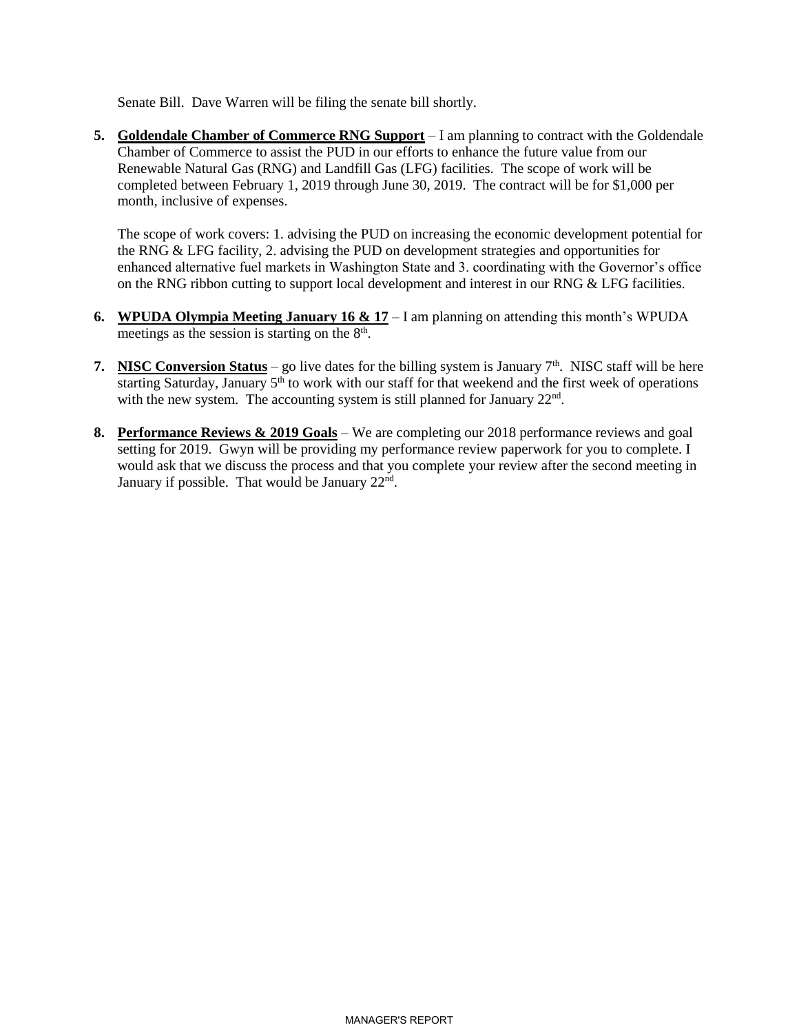Senate Bill. Dave Warren will be filing the senate bill shortly.

5. **Goldendale Chamber of Commerce RNG Support** – I am planning to contract with the Goldendale Chamber of Commerce to assist the PUD in our efforts to enhance the future value from our Renewable Natural Gas (RNG) and Landfill Gas (LFG) facilities. The scope of work will be completed between February 1, 2019 through June 30, 2019. The contract will be for $1,000 per month, inclusive of expenses.

   The scope of work covers: 1. advising the PUD on increasing the economic development potential for the RNG & LFG facility, 2. advising the PUD on development strategies and opportunities for enhanced alternative fuel markets in Washington State and 3. coordinating with the Governor's office on the RNG ribbon cutting to support local development and interest in our RNG & LFG facilities.

6. **WPUDA Olympia Meeting January 16 & 17** – I am planning on attending this month's WPUDA meetings as the session is starting on the 8th.

7. **NISC Conversion Status** – go live dates for the billing system is January 7th. NISC staff will be here starting Saturday, January 5th to work with our staff for that weekend and the first week of operations with the new system. The accounting system is still planned for January 22nd.

8. **Performance Reviews & 2019 Goals** – We are completing our 2018 performance reviews and goal setting for 2019. Gwyn will be providing my performance review paperwork for you to complete. I would ask that we discuss the process and that you complete your review after the second meeting in January if possible. That would be January 22nd.